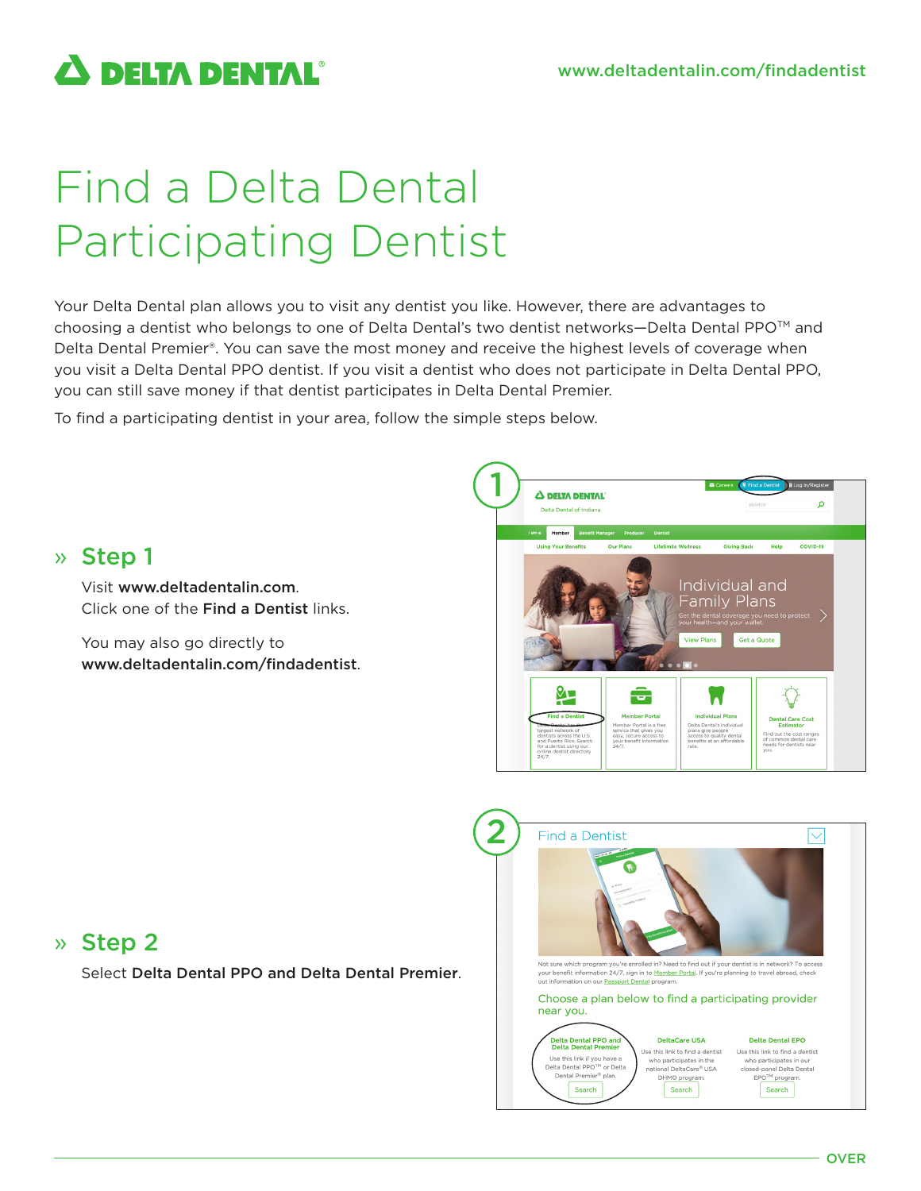**DELTA DENTAL**

www.deltadentalin.com/findadentist

# Find a Delta Dental Participating Dentist

Your Delta Dental plan allows you to visit any dentist you like. However, there are advantages to choosing a dentist who belongs to one of Delta Dental's two dentist networks—Delta Dental PPO™ and Delta Dental Premier®. You can save the most money and receive the highest levels of coverage when you visit a Delta Dental PPO dentist. If you visit a dentist who does not participate in Delta Dental PPO, you can still save money if that dentist participates in Delta Dental Premier.

To find a participating dentist in your area, follow the simple steps below.

## » Step 1

Visit **www.deltadentalin.com**.
Click one of the **Find a Dentist** links.

You may also go directly to **www.deltadentalin.com/findadentist**.

## » Step 2

Select **Delta Dental PPO and Delta Dental Premier**.

OVER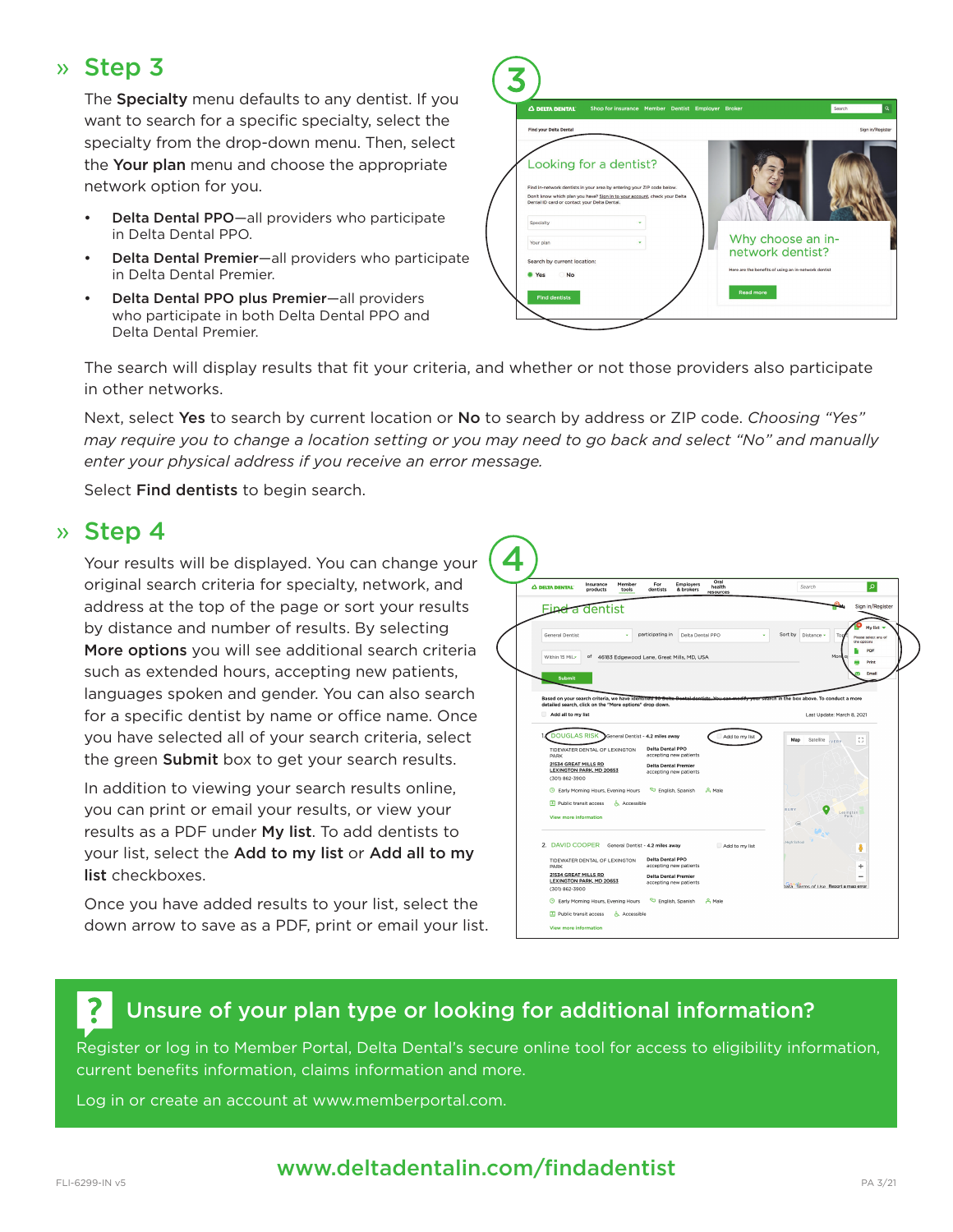## » Step 3

The **Specialty** menu defaults to any dentist. If you want to search for a specific specialty, select the specialty from the drop-down menu. Then, select the **Your plan** menu and choose the appropriate network option for you.

- **Delta Dental PPO**—all providers who participate in Delta Dental PPO.
- **Delta Dental Premier**—all providers who participate in Delta Dental Premier.
- **Delta Dental PPO plus Premier**—all providers who participate in both Delta Dental PPO and Delta Dental Premier.

The search will display results that fit your criteria, and whether or not those providers also participate in other networks.

Next, select **Yes** to search by current location or **No** to search by address or ZIP code. *Choosing "Yes" may require you to change a location setting or you may need to go back and select "No" and manually enter your physical address if you receive an error message.*

Select **Find dentists** to begin search.

## » Step 4

Your results will be displayed. You can change your original search criteria for specialty, network, and address at the top of the page or sort your results by distance and number of results. By selecting **More options** you will see additional search criteria such as extended hours, accepting new patients, languages spoken and gender. You can also search for a specific dentist by name or office name. Once you have selected all of your search criteria, select the green **Submit** box to get your search results.

In addition to viewing your search results online, you can print or email your results, or view your results as a PDF under **My list**. To add dentists to your list, select the **Add to my list** or **Add all to my list** checkboxes.

Once you have added results to your list, select the down arrow to save as a PDF, print or email your list.

## Unsure of your plan type or looking for additional information?

Register or log in to Member Portal, Delta Dental's secure online tool for access to eligibility information, current benefits information, claims information and more.

Log in or create an account at www.memberportal.com.

**www.deltadentalin.com/findadentist**

FLI-6299-IN v5

PA 3/21